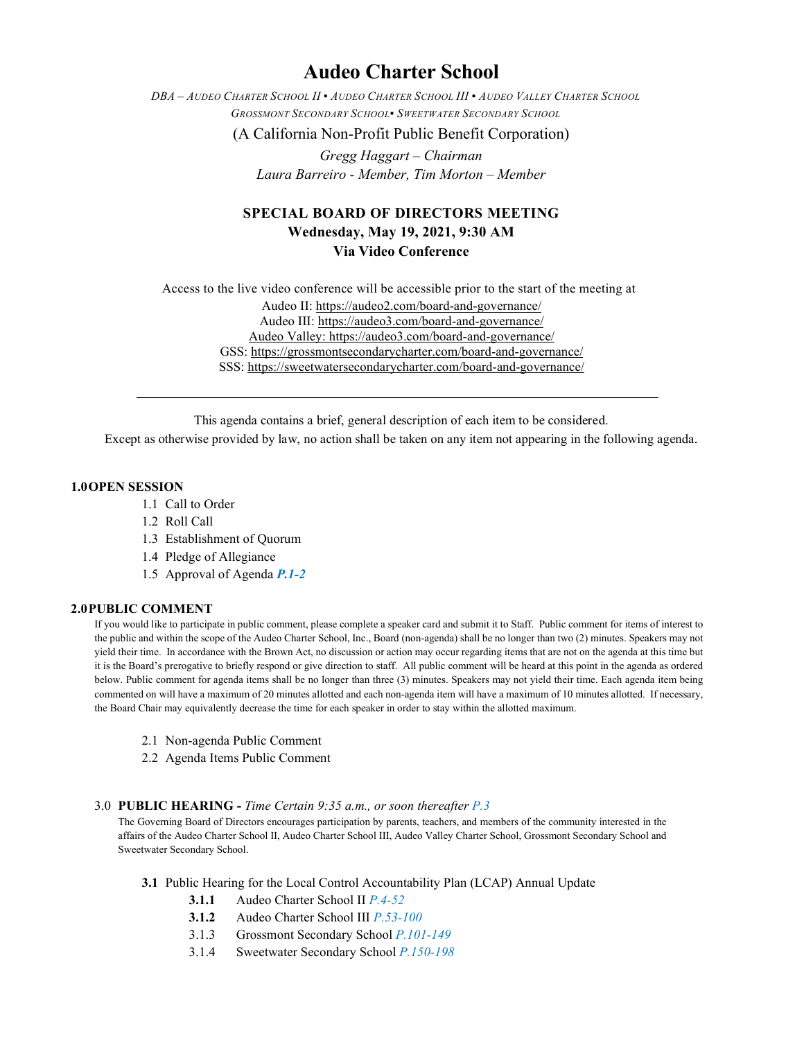# Audeo Charter School

*DBA – Audeo Charter School II ▪ Audeo Charter School III ▪ Audeo Valley Charter School Grossmont Secondary School▪ Sweetwater Secondary School*

(A California Non-Profit Public Benefit Corporation)

*Gregg Haggart – Chairman*
*Laura Barreiro - Member, Tim Morton – Member*

## SPECIAL BOARD OF DIRECTORS MEETING
**Wednesday, May 19, 2021, 9:30 AM**
**Via Video Conference**

Access to the live video conference will be accessible prior to the start of the meeting at
Audeo II: https://audeo2.com/board-and-governance/
Audeo III: https://audeo3.com/board-and-governance/
Audeo Valley: https://audeo3.com/board-and-governance/
GSS: https://grossmontsecondarycharter.com/board-and-governance/
SSS: https://sweetwatersecondarycharter.com/board-and-governance/

---

This agenda contains a brief, general description of each item to be considered.
Except as otherwise provided by law, no action shall be taken on any item not appearing in the following agenda.

### 1.0 OPEN SESSION

1.1 Call to Order
1.2 Roll Call
1.3 Establishment of Quorum
1.4 Pledge of Allegiance
1.5 Approval of Agenda ***P.1-2***

### 2.0 PUBLIC COMMENT

If you would like to participate in public comment, please complete a speaker card and submit it to Staff. Public comment for items of interest to the public and within the scope of the Audeo Charter School, Inc., Board (non-agenda) shall be no longer than two (2) minutes. Speakers may not yield their time. In accordance with the Brown Act, no discussion or action may occur regarding items that are not on the agenda at this time but it is the Board's prerogative to briefly respond or give direction to staff. All public comment will be heard at this point in the agenda as ordered below. Public comment for agenda items shall be no longer than three (3) minutes. Speakers may not yield their time. Each agenda item being commented on will have a maximum of 20 minutes allotted and each non-agenda item will have a maximum of 10 minutes allotted. If necessary, the Board Chair may equivalently decrease the time for each speaker in order to stay within the allotted maximum.

2.1 Non-agenda Public Comment
2.2 Agenda Items Public Comment

### 3.0 PUBLIC HEARING - *Time Certain 9:35 a.m., or soon thereafter P.3*

The Governing Board of Directors encourages participation by parents, teachers, and members of the community interested in the affairs of the Audeo Charter School II, Audeo Charter School III, Audeo Valley Charter School, Grossmont Secondary School and Sweetwater Secondary School.

**3.1** Public Hearing for the Local Control Accountability Plan (LCAP) Annual Update

- **3.1.1** Audeo Charter School II *P.4-52*
- **3.1.2** Audeo Charter School III *P.53-100*
- 3.1.3 Grossmont Secondary School *P.101-149*
- 3.1.4 Sweetwater Secondary School *P.150-198*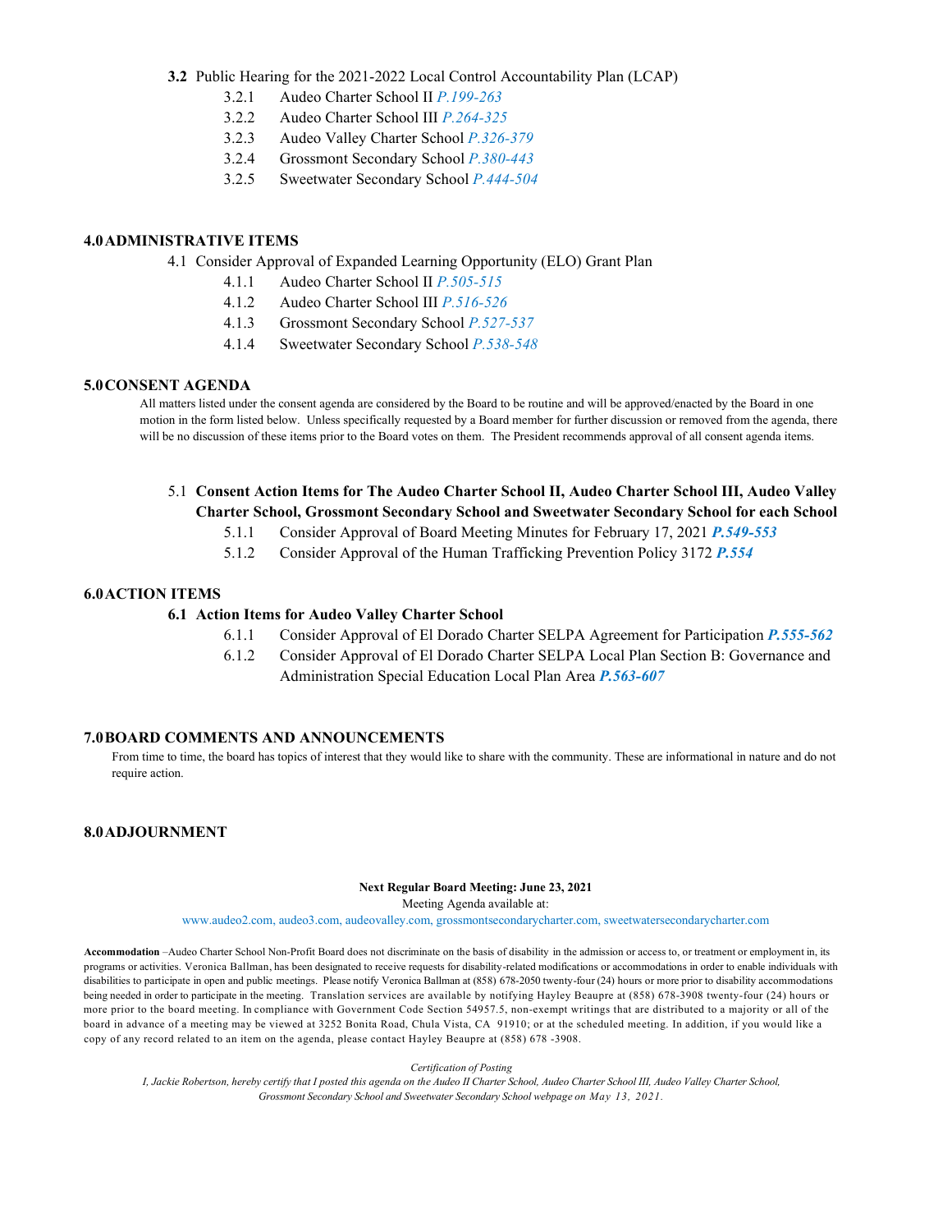**3.2** Public Hearing for the 2021-2022 Local Control Accountability Plan (LCAP)

- 3.2.1 Audeo Charter School II *P.199-263*
- 3.2.2 Audeo Charter School III *P.264-325*
- 3.2.3 Audeo Valley Charter School *P.326-379*
- 3.2.4 Grossmont Secondary School *P.380-443*
- 3.2.5 Sweetwater Secondary School *P.444-504*

## 4.0 ADMINISTRATIVE ITEMS

4.1 Consider Approval of Expanded Learning Opportunity (ELO) Grant Plan

- 4.1.1 Audeo Charter School II *P.505-515*
- 4.1.2 Audeo Charter School III *P.516-526*
- 4.1.3 Grossmont Secondary School *P.527-537*
- 4.1.4 Sweetwater Secondary School *P.538-548*

## 5.0 CONSENT AGENDA

All matters listed under the consent agenda are considered by the Board to be routine and will be approved/enacted by the Board in one motion in the form listed below. Unless specifically requested by a Board member for further discussion or removed from the agenda, there will be no discussion of these items prior to the Board votes on them. The President recommends approval of all consent agenda items.

5.1 **Consent Action Items for The Audeo Charter School II, Audeo Charter School III, Audeo Valley Charter School, Grossmont Secondary School and Sweetwater Secondary School for each School**

- 5.1.1 Consider Approval of Board Meeting Minutes for February 17, 2021 ***P.549-553***
- 5.1.2 Consider Approval of the Human Trafficking Prevention Policy 3172 ***P.554***

## 6.0 ACTION ITEMS

**6.1 Action Items for Audeo Valley Charter School**

- 6.1.1 Consider Approval of El Dorado Charter SELPA Agreement for Participation ***P.555-562***
- 6.1.2 Consider Approval of El Dorado Charter SELPA Local Plan Section B: Governance and Administration Special Education Local Plan Area ***P.563-607***

## 7.0 BOARD COMMENTS AND ANNOUNCEMENTS

From time to time, the board has topics of interest that they would like to share with the community. These are informational in nature and do not require action.

## 8.0 ADJOURNMENT

**Next Regular Board Meeting: June 23, 2021**

Meeting Agenda available at:

www.audeo2.com, audeo3.com, audeovalley.com, grossmontsecondarycharter.com, sweetwatersecondarycharter.com

**Accommodation** –Audeo Charter School Non-Profit Board does not discriminate on the basis of disability in the admission or access to, or treatment or employment in, its programs or activities. Veronica Ballman, has been designated to receive requests for disability-related modifications or accommodations in order to enable individuals with disabilities to participate in open and public meetings. Please notify Veronica Ballman at (858) 678-2050 twenty-four (24) hours or more prior to disability accommodations being needed in order to participate in the meeting. Translation services are available by notifying Hayley Beaupre at (858) 678-3908 twenty-four (24) hours or more prior to the board meeting. In compliance with Government Code Section 54957.5, non-exempt writings that are distributed to a majority or all of the board in advance of a meeting may be viewed at 3252 Bonita Road, Chula Vista, CA 91910; or at the scheduled meeting. In addition, if you would like a copy of any record related to an item on the agenda, please contact Hayley Beaupre at (858) 678 -3908.

*Certification of Posting*

*I, Jackie Robertson, hereby certify that I posted this agenda on the Audeo II Charter School, Audeo Charter School III, Audeo Valley Charter School, Grossmont Secondary School and Sweetwater Secondary School webpage on May 13, 2021.*